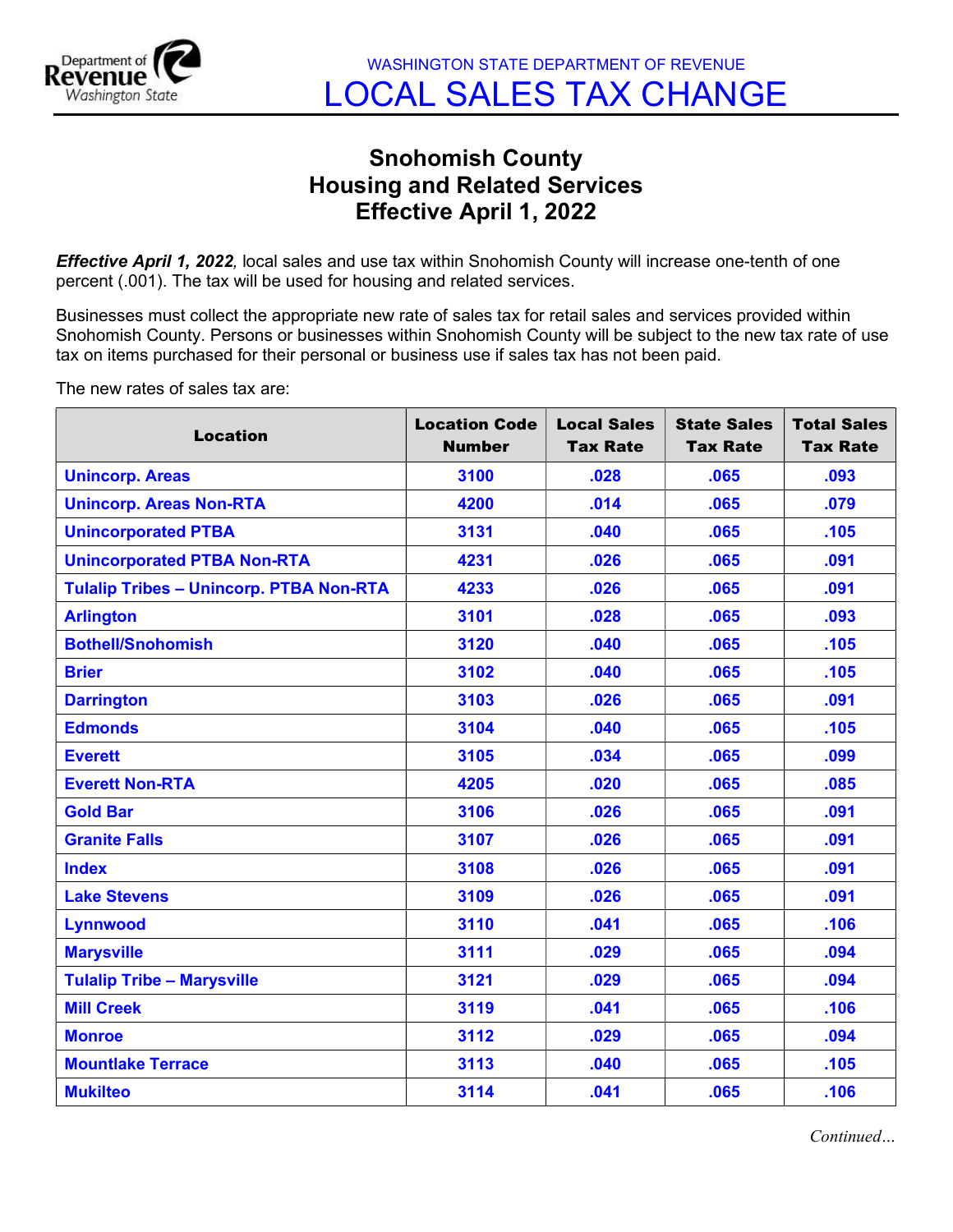WASHINGTON STATE DEPARTMENT OF REVENUE

# LOCAL SALES TAX CHANGE

## Snohomish County
## Housing and Related Services
## Effective April 1, 2022

***Effective April 1, 2022***, local sales and use tax within Snohomish County will increase one-tenth of one percent (.001). The tax will be used for housing and related services.

Businesses must collect the appropriate new rate of sales tax for retail sales and services provided within Snohomish County. Persons or businesses within Snohomish County will be subject to the new tax rate of use tax on items purchased for their personal or business use if sales tax has not been paid.

The new rates of sales tax are:

| Location | Location Code Number | Local Sales Tax Rate | State Sales Tax Rate | Total Sales Tax Rate |
|---|---|---|---|---|
| Unincorp. Areas | 3100 | .028 | .065 | .093 |
| Unincorp. Areas Non-RTA | 4200 | .014 | .065 | .079 |
| Unincorporated PTBA | 3131 | .040 | .065 | .105 |
| Unincorporated PTBA Non-RTA | 4231 | .026 | .065 | .091 |
| Tulalip Tribes – Unincorp. PTBA Non-RTA | 4233 | .026 | .065 | .091 |
| Arlington | 3101 | .028 | .065 | .093 |
| Bothell/Snohomish | 3120 | .040 | .065 | .105 |
| Brier | 3102 | .040 | .065 | .105 |
| Darrington | 3103 | .026 | .065 | .091 |
| Edmonds | 3104 | .040 | .065 | .105 |
| Everett | 3105 | .034 | .065 | .099 |
| Everett Non-RTA | 4205 | .020 | .065 | .085 |
| Gold Bar | 3106 | .026 | .065 | .091 |
| Granite Falls | 3107 | .026 | .065 | .091 |
| Index | 3108 | .026 | .065 | .091 |
| Lake Stevens | 3109 | .026 | .065 | .091 |
| Lynnwood | 3110 | .041 | .065 | .106 |
| Marysville | 3111 | .029 | .065 | .094 |
| Tulalip Tribe – Marysville | 3121 | .029 | .065 | .094 |
| Mill Creek | 3119 | .041 | .065 | .106 |
| Monroe | 3112 | .029 | .065 | .094 |
| Mountlake Terrace | 3113 | .040 | .065 | .105 |
| Mukilteo | 3114 | .041 | .065 | .106 |

*Continued…*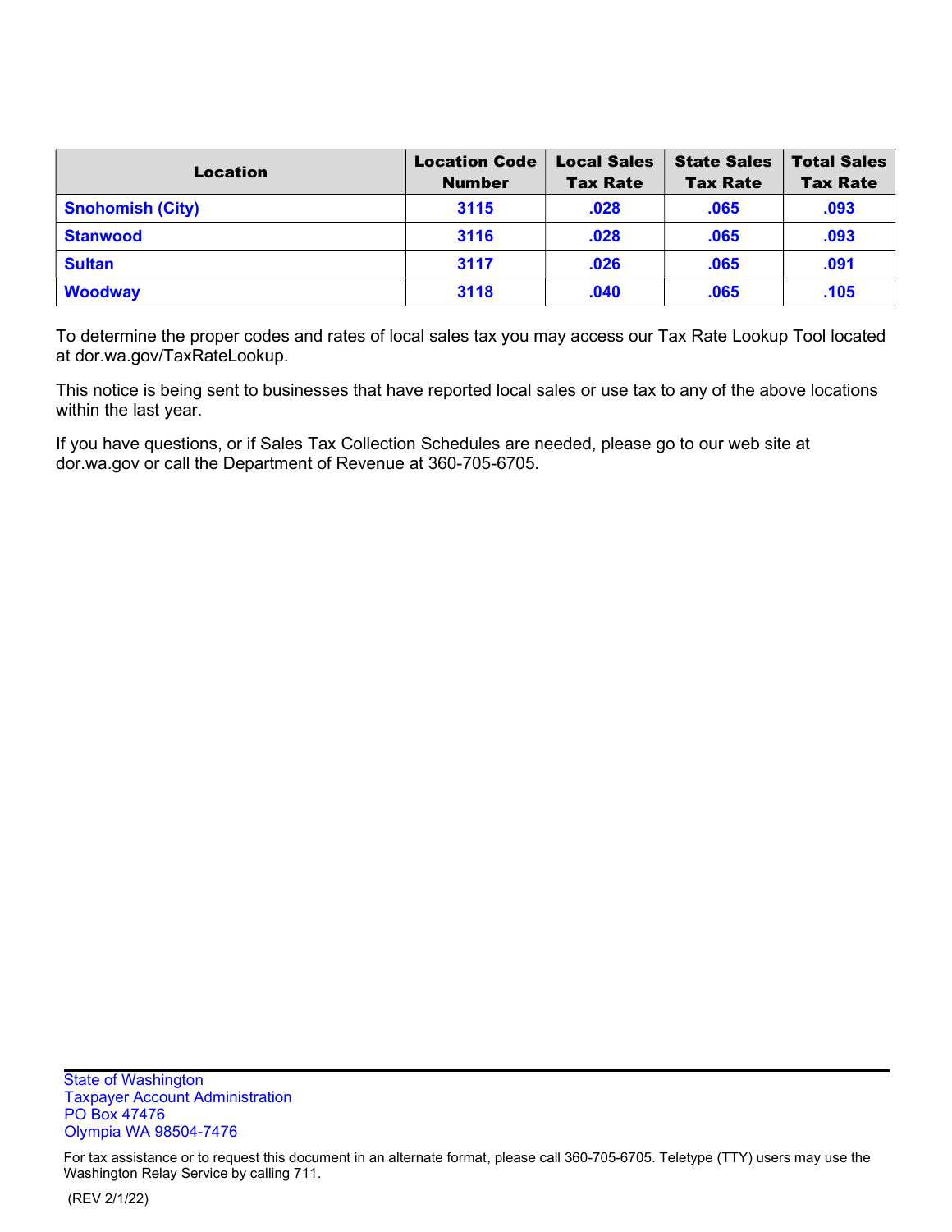| Location | Location Code Number | Local Sales Tax Rate | State Sales Tax Rate | Total Sales Tax Rate |
|---|---|---|---|---|
| **Snohomish (City)** | **3115** | **.028** | **.065** | **.093** |
| **Stanwood** | **3116** | **.028** | **.065** | **.093** |
| **Sultan** | **3117** | **.026** | **.065** | **.091** |
| **Woodway** | **3118** | **.040** | **.065** | **.105** |

To determine the proper codes and rates of local sales tax you may access our Tax Rate Lookup Tool located at dor.wa.gov/TaxRateLookup.

This notice is being sent to businesses that have reported local sales or use tax to any of the above locations within the last year.

If you have questions, or if Sales Tax Collection Schedules are needed, please go to our web site at dor.wa.gov or call the Department of Revenue at 360-705-6705.

State of Washington
Taxpayer Account Administration
PO Box 47476
Olympia WA 98504-7476

For tax assistance or to request this document in an alternate format, please call 360-705-6705. Teletype (TTY) users may use the Washington Relay Service by calling 711.

(REV 2/1/22)